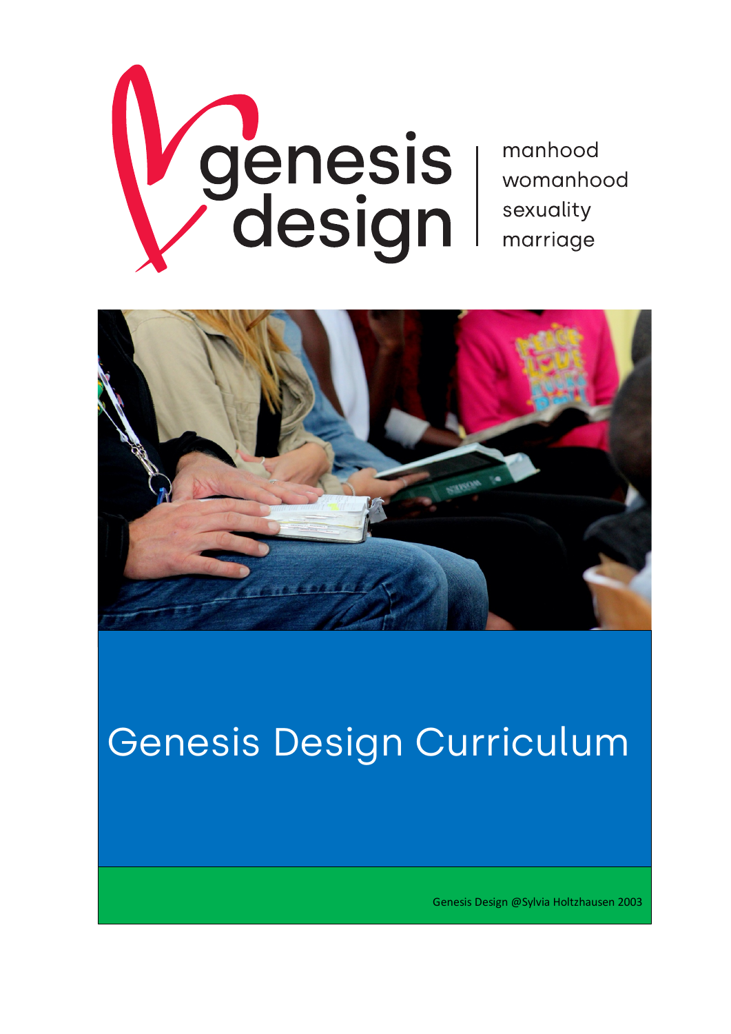genesis design

manhood
womanhood
sexuality
marriage

# Genesis Design Curriculum

Genesis Design @Sylvia Holtzhausen 2003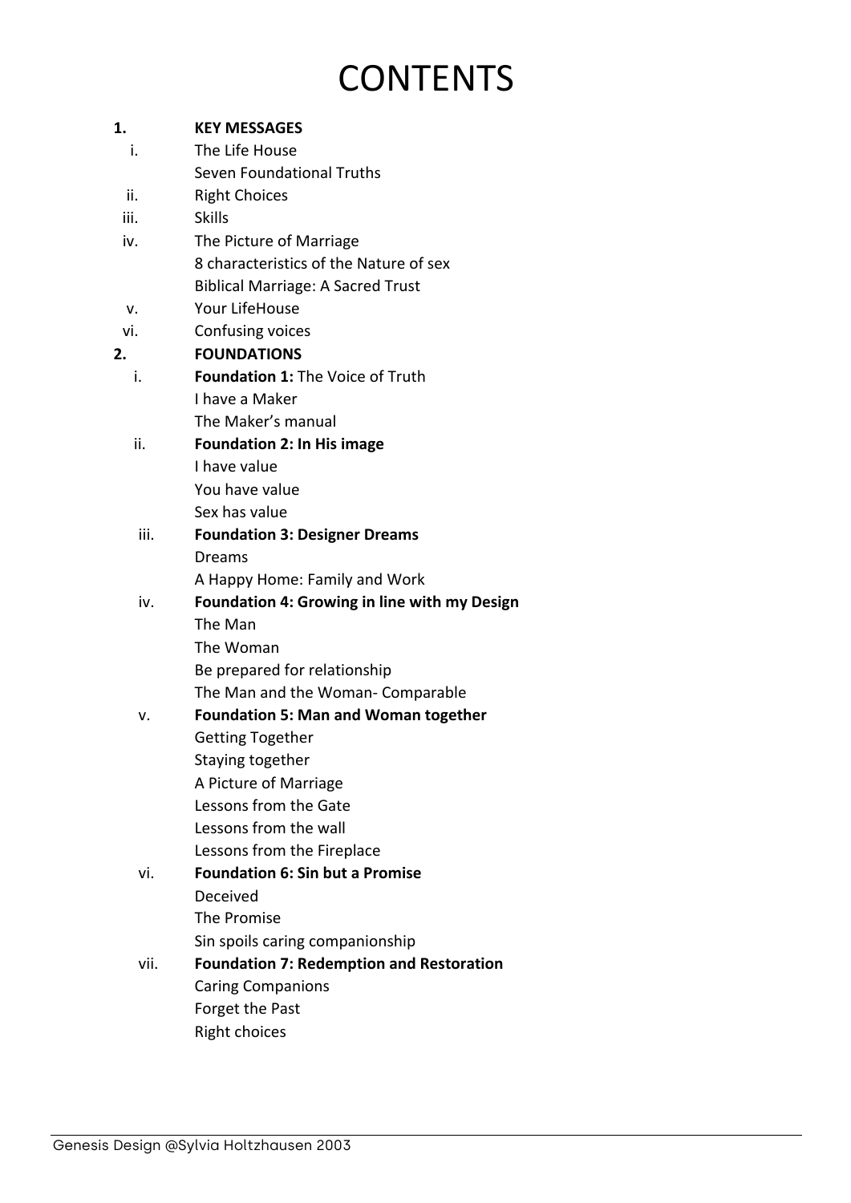# CONTENTS

1. **KEY MESSAGES**
   - i. The Life House
     - Seven Foundational Truths
   - ii. Right Choices
   - iii. Skills
   - iv. The Picture of Marriage
     - 8 characteristics of the Nature of sex
     - Biblical Marriage: A Sacred Trust
   - v. Your LifeHouse
   - vi. Confusing voices
2. **FOUNDATIONS**
   - i. **Foundation 1:** The Voice of Truth
     - I have a Maker
     - The Maker's manual
   - ii. **Foundation 2: In His image**
     - I have value
     - You have value
     - Sex has value
   - iii. **Foundation 3: Designer Dreams**
     - Dreams
     - A Happy Home: Family and Work
   - iv. **Foundation 4: Growing in line with my Design**
     - The Man
     - The Woman
     - Be prepared for relationship
     - The Man and the Woman- Comparable
   - v. **Foundation 5: Man and Woman together**
     - Getting Together
     - Staying together
     - A Picture of Marriage
     - Lessons from the Gate
     - Lessons from the wall
     - Lessons from the Fireplace
   - vi. **Foundation 6: Sin but a Promise**
     - Deceived
     - The Promise
     - Sin spoils caring companionship
   - vii. **Foundation 7: Redemption and Restoration**
     - Caring Companions
     - Forget the Past
     - Right choices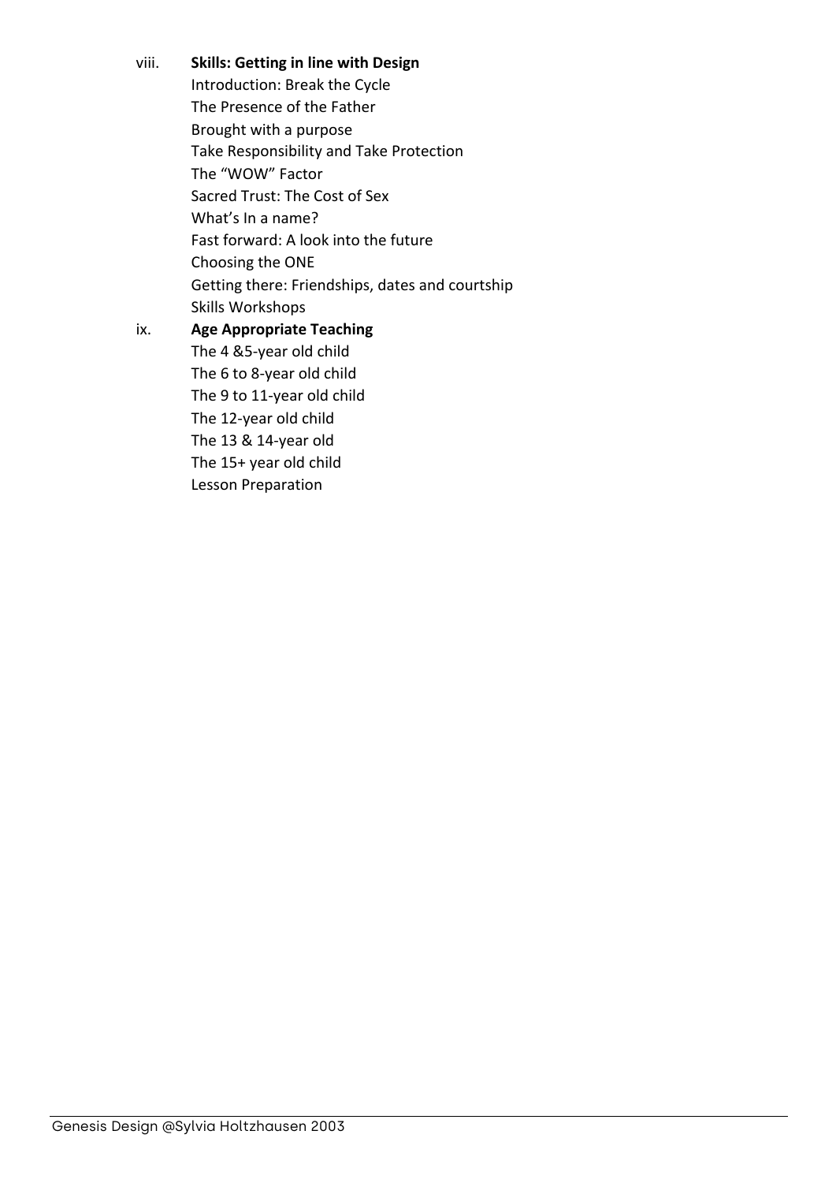viii. **Skills: Getting in line with Design**

- Introduction: Break the Cycle
- The Presence of the Father
- Brought with a purpose
- Take Responsibility and Take Protection
- The "WOW" Factor
- Sacred Trust: The Cost of Sex
- What's In a name?
- Fast forward: A look into the future
- Choosing the ONE
- Getting there: Friendships, dates and courtship
- Skills Workshops

ix. **Age Appropriate Teaching**

- The 4 &5-year old child
- The 6 to 8-year old child
- The 9 to 11-year old child
- The 12-year old child
- The 13 & 14-year old
- The 15+ year old child
- Lesson Preparation